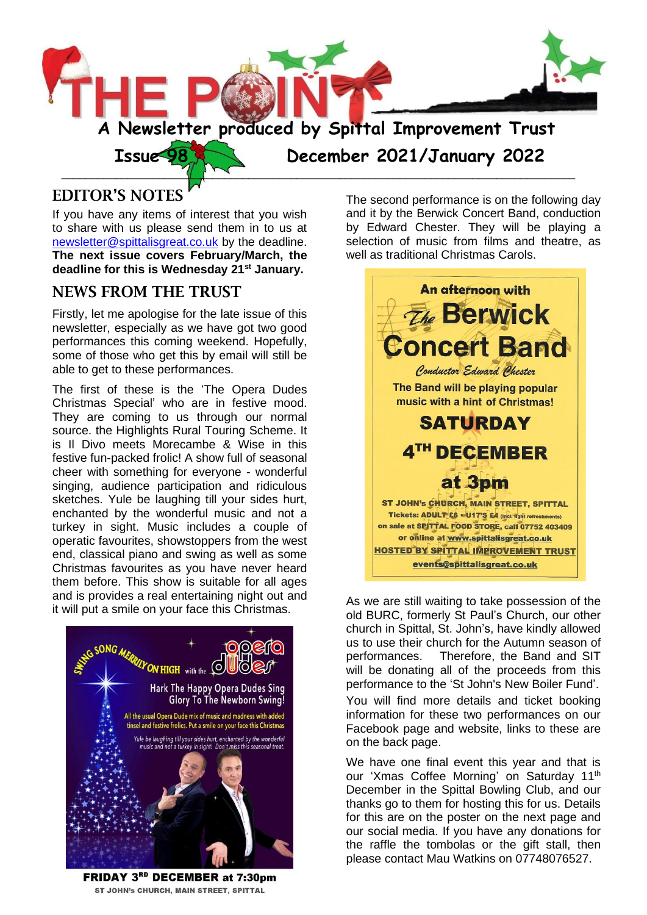# THE POINT

A Newsletter produced by Spittal Improvement Trust

Issue 98 December 2021/January 2022

## EDITOR'S NOTES

If you have any items of interest that you wish to share with us please send them in to us at newsletter@spittalisgreat.co.uk by the deadline. **The next issue covers February/March, the deadline for this is Wednesday 21st January.**

## NEWS FROM THE TRUST

Firstly, let me apologise for the late issue of this newsletter, especially as we have got two good performances this coming weekend. Hopefully, some of those who get this by email will still be able to get to these performances.

The first of these is the 'The Opera Dudes Christmas Special' who are in festive mood. They are coming to us through our normal source. the Highlights Rural Touring Scheme. It is Il Divo meets Morecambe & Wise in this festive fun-packed frolic! A show full of seasonal cheer with something for everyone - wonderful singing, audience participation and ridiculous sketches. Yule be laughing till your sides hurt, enchanted by the wonderful music and not a turkey in sight. Music includes a couple of operatic favourites, showstoppers from the west end, classical piano and swing as well as some Christmas favourites as you have never heard them before. This show is suitable for all ages and is provides a real entertaining night out and it will put a smile on your face this Christmas.

SWING SONG MERRILY ON HIGH with the opera dudes

Hark The Happy Opera Dudes Sing Glory To The Newborn Swing!

All the usual Opera Dude mix of music and madness with added tinsel and festive frolics. Put a smile on your face this Christmas

Yule be laughing till your sides hurt, enchanted by the wonderful music and not a turkey in sight! Don't miss this seasonal treat.

**FRIDAY 3RD DECEMBER at 7:30pm**

ST JOHN's CHURCH, MAIN STREET, SPITTAL

The second performance is on the following day and it by the Berwick Concert Band, conduction by Edward Chester. They will be playing a selection of music from films and theatre, as well as traditional Christmas Carols.

An afternoon with

**The Berwick Concert Band**

*Conductor Edward Chester*

The Band will be playing popular music with a hint of Christmas!

**SATURDAY 4TH DECEMBER at 3pm**

ST JOHN's CHURCH, MAIN STREET, SPITTAL

Tickets: ADULT £6 – U17's £4 (incl. light refreshments)

on sale at SPITTAL FOOD STORE, call 07752 403409

or online at www.spittalisgreat.co.uk

HOSTED BY SPITTAL IMPROVEMENT TRUST

events@spittalisgreat.co.uk

As we are still waiting to take possession of the old BURC, formerly St Paul's Church, our other church in Spittal, St. John's, have kindly allowed us to use their church for the Autumn season of performances. Therefore, the Band and SIT will be donating all of the proceeds from this performance to the 'St John's New Boiler Fund'.

You will find more details and ticket booking information for these two performances on our Facebook page and website, links to these are on the back page.

We have one final event this year and that is our 'Xmas Coffee Morning' on Saturday 11th December in the Spittal Bowling Club, and our thanks go to them for hosting this for us. Details for this are on the poster on the next page and our social media. If you have any donations for the raffle the tombolas or the gift stall, then please contact Mau Watkins on 07748076527.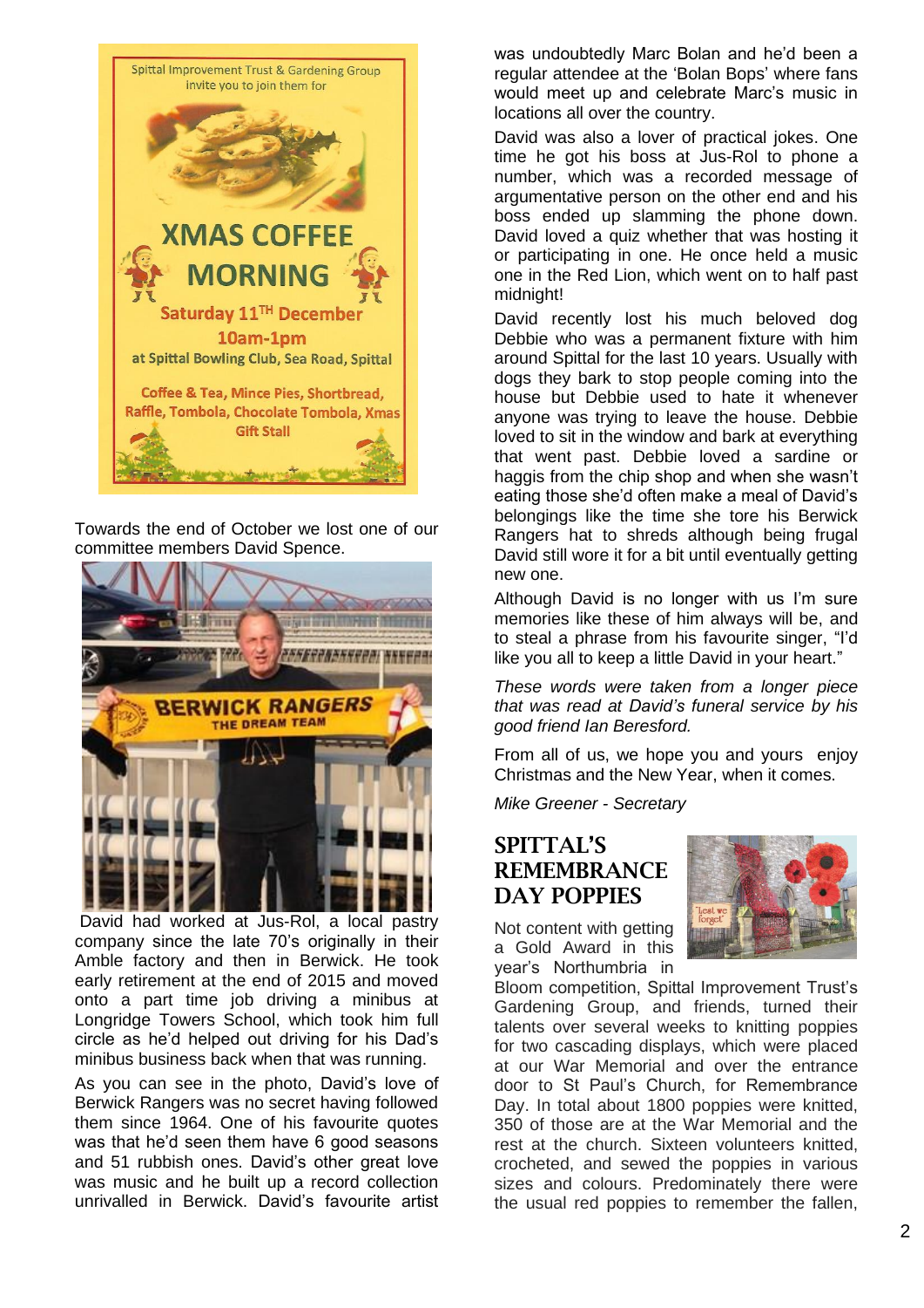Spittal Improvement Trust & Gardening Group invite you to join them for

# XMAS COFFEE MORNING

Saturday 11TH December

10am-1pm

at Spittal Bowling Club, Sea Road, Spittal

Coffee & Tea, Mince Pies, Shortbread, Raffle, Tombola, Chocolate Tombola, Xmas Gift Stall

Towards the end of October we lost one of our committee members David Spence.

David had worked at Jus-Rol, a local pastry company since the late 70's originally in their Amble factory and then in Berwick. He took early retirement at the end of 2015 and moved onto a part time job driving a minibus at Longridge Towers School, which took him full circle as he'd helped out driving for his Dad's minibus business back when that was running.

As you can see in the photo, David's love of Berwick Rangers was no secret having followed them since 1964. One of his favourite quotes was that he'd seen them have 6 good seasons and 51 rubbish ones. David's other great love was music and he built up a record collection unrivalled in Berwick. David's favourite artist was undoubtedly Marc Bolan and he'd been a regular attendee at the 'Bolan Bops' where fans would meet up and celebrate Marc's music in locations all over the country.

David was also a lover of practical jokes. One time he got his boss at Jus-Rol to phone a number, which was a recorded message of argumentative person on the other end and his boss ended up slamming the phone down. David loved a quiz whether that was hosting it or participating in one. He once held a music one in the Red Lion, which went on to half past midnight!

David recently lost his much beloved dog Debbie who was a permanent fixture with him around Spittal for the last 10 years. Usually with dogs they bark to stop people coming into the house but Debbie used to hate it whenever anyone was trying to leave the house. Debbie loved to sit in the window and bark at everything that went past. Debbie loved a sardine or haggis from the chip shop and when she wasn't eating those she'd often make a meal of David's belongings like the time she tore his Berwick Rangers hat to shreds although being frugal David still wore it for a bit until eventually getting new one.

Although David is no longer with us I'm sure memories like these of him always will be, and to steal a phrase from his favourite singer, "I'd like you all to keep a little David in your heart."

*These words were taken from a longer piece that was read at David's funeral service by his good friend Ian Beresford.*

From all of us, we hope you and yours enjoy Christmas and the New Year, when it comes.

*Mike Greener - Secretary*

## SPITTAL'S REMEMBRANCE DAY POPPIES

Not content with getting a Gold Award in this year's Northumbria in Bloom competition, Spittal Improvement Trust's Gardening Group, and friends, turned their talents over several weeks to knitting poppies for two cascading displays, which were placed at our War Memorial and over the entrance door to St Paul's Church, for Remembrance Day. In total about 1800 poppies were knitted, 350 of those are at the War Memorial and the rest at the church. Sixteen volunteers knitted, crocheted, and sewed the poppies in various sizes and colours. Predominately there were the usual red poppies to remember the fallen,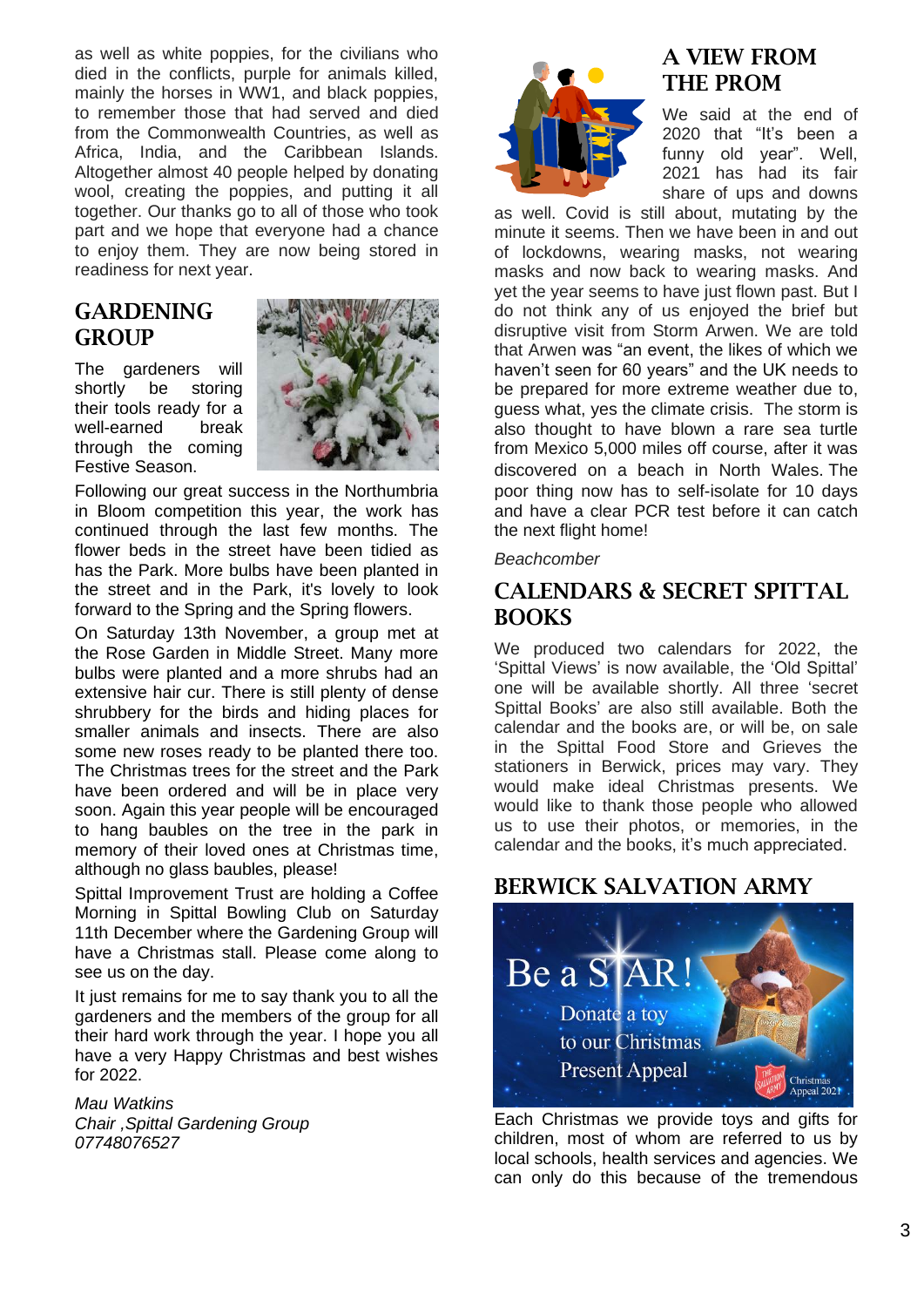as well as white poppies, for the civilians who died in the conflicts, purple for animals killed, mainly the horses in WW1, and black poppies, to remember those that had served and died from the Commonwealth Countries, as well as Africa, India, and the Caribbean Islands. Altogether almost 40 people helped by donating wool, creating the poppies, and putting it all together. Our thanks go to all of those who took part and we hope that everyone had a chance to enjoy them. They are now being stored in readiness for next year.

## GARDENING GROUP

The gardeners will shortly be storing their tools ready for a well-earned break through the coming Festive Season.

Following our great success in the Northumbria in Bloom competition this year, the work has continued through the last few months. The flower beds in the street have been tidied as has the Park. More bulbs have been planted in the street and in the Park, it's lovely to look forward to the Spring and the Spring flowers.

On Saturday 13th November, a group met at the Rose Garden in Middle Street. Many more bulbs were planted and a more shrubs had an extensive hair cur. There is still plenty of dense shrubbery for the birds and hiding places for smaller animals and insects. There are also some new roses ready to be planted there too. The Christmas trees for the street and the Park have been ordered and will be in place very soon. Again this year people will be encouraged to hang baubles on the tree in the park in memory of their loved ones at Christmas time, although no glass baubles, please!

Spittal Improvement Trust are holding a Coffee Morning in Spittal Bowling Club on Saturday 11th December where the Gardening Group will have a Christmas stall. Please come along to see us on the day.

It just remains for me to say thank you to all the gardeners and the members of the group for all their hard work through the year. I hope you all have a very Happy Christmas and best wishes for 2022.

*Mau Watkins*
*Chair ,Spittal Gardening Group*
*07748076527*

## A VIEW FROM THE PROM

We said at the end of 2020 that "It's been a funny old year". Well, 2021 has had its fair share of ups and downs as well. Covid is still about, mutating by the minute it seems. Then we have been in and out of lockdowns, wearing masks, not wearing masks and now back to wearing masks. And yet the year seems to have just flown past. But I do not think any of us enjoyed the brief but disruptive visit from Storm Arwen. We are told that Arwen was "an event, the likes of which we haven't seen for 60 years" and the UK needs to be prepared for more extreme weather due to, guess what, yes the climate crisis. The storm is also thought to have blown a rare sea turtle from Mexico 5,000 miles off course, after it was discovered on a beach in North Wales. The poor thing now has to self-isolate for 10 days and have a clear PCR test before it can catch the next flight home!

*Beachcomber*

## CALENDARS & SECRET SPITTAL BOOKS

We produced two calendars for 2022, the 'Spittal Views' is now available, the 'Old Spittal' one will be available shortly. All three 'secret Spittal Books' are also still available. Both the calendar and the books are, or will be, on sale in the Spittal Food Store and Grieves the stationers in Berwick, prices may vary. They would make ideal Christmas presents. We would like to thank those people who allowed us to use their photos, or memories, in the calendar and the books, it's much appreciated.

## BERWICK SALVATION ARMY

Be a STAR!
Donate a toy to our Christmas Present Appeal
Christmas Appeal 2021

Each Christmas we provide toys and gifts for children, most of whom are referred to us by local schools, health services and agencies. We can only do this because of the tremendous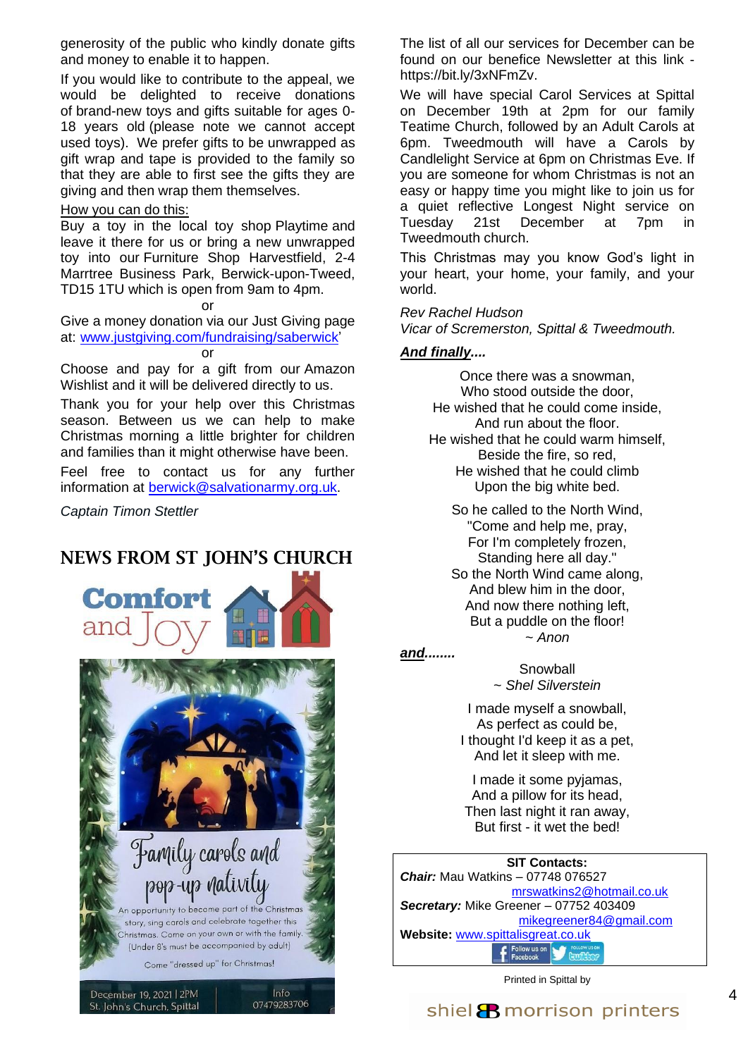generosity of the public who kindly donate gifts and money to enable it to happen.

If you would like to contribute to the appeal, we would be delighted to receive donations of brand-new toys and gifts suitable for ages 0-18 years old (please note we cannot accept used toys). We prefer gifts to be unwrapped as gift wrap and tape is provided to the family so that they are able to first see the gifts they are giving and then wrap them themselves.

How you can do this:

Buy a toy in the local toy shop Playtime and leave it there for us or bring a new unwrapped toy into our Furniture Shop Harvestfield, 2-4 Marrtree Business Park, Berwick-upon-Tweed, TD15 1TU which is open from 9am to 4pm.

or

Give a money donation via our Just Giving page at: www.justgiving.com/fundraising/saberwick'

or

Choose and pay for a gift from our Amazon Wishlist and it will be delivered directly to us.

Thank you for your help over this Christmas season. Between us we can help to make Christmas morning a little brighter for children and families than it might otherwise have been.

Feel free to contact us for any further information at berwick@salvationarmy.org.uk.

*Captain Timon Stettler*

## NEWS FROM ST JOHN'S CHURCH

Comfort and Joy

Family carols and pop-up nativity

An opportunity to become part of the Christmas story, sing carols and celebrate together this Christmas. Come on your own or with the family. (Under 8's must be accompanied by adult)

Come "dressed up" for Christmas!

December 19, 2021 | 2PM
St. John's Church, Spittal

Info
07479283706

The list of all our services for December can be found on our benefice Newsletter at this link - https://bit.ly/3xNFmZv.

We will have special Carol Services at Spittal on December 19th at 2pm for our family Teatime Church, followed by an Adult Carols at 6pm. Tweedmouth will have a Carols by Candlelight Service at 6pm on Christmas Eve. If you are someone for whom Christmas is not an easy or happy time you might like to join us for a quiet reflective Longest Night service on Tuesday 21st December at 7pm in Tweedmouth church.

This Christmas may you know God's light in your heart, your home, your family, and your world.

*Rev Rachel Hudson*
*Vicar of Scremerston, Spittal & Tweedmouth.*

***And finally....***

Once there was a snowman,
Who stood outside the door,
He wished that he could come inside,
And run about the floor.
He wished that he could warm himself,
Beside the fire, so red,
He wished that he could climb
Upon the big white bed.

So he called to the North Wind,
"Come and help me, pray,
For I'm completely frozen,
Standing here all day."
So the North Wind came along,
And blew him in the door,
And now there nothing left,
But a puddle on the floor!
~ *Anon*

***and........***

Snowball
~ *Shel Silverstein*

I made myself a snowball,
As perfect as could be,
I thought I'd keep it as a pet,
And let it sleep with me.

I made it some pyjamas,
And a pillow for its head,
Then last night it ran away,
But first - it wet the bed!

**SIT Contacts:**
***Chair:*** Mau Watkins – 07748 076527
mrswatkins2@hotmail.co.uk
***Secretary:*** Mike Greener – 07752 403409
mikegreener84@gmail.com
**Website:** www.spittalisgreat.co.uk

Follow us on Facebook | Follow us on twitter

Printed in Spittal by

shiel morrison printers